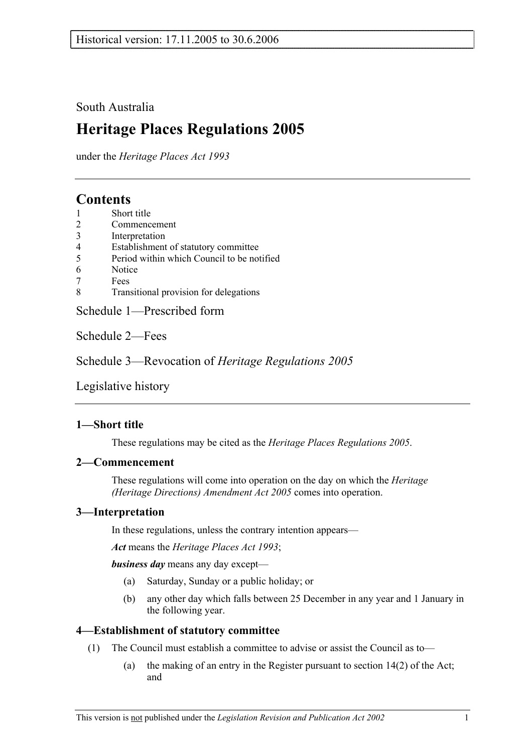South Australia

# Heritage Places Regulations 2005

under the *Heritage Places Act 1993*

## Contents

1 Short title
2 Commencement
3 Interpretation
4 Establishment of statutory committee
5 Period within which Council to be notified
6 Notice
7 Fees
8 Transitional provision for delegations

Schedule 1—Prescribed form

Schedule 2—Fees

Schedule 3—Revocation of *Heritage Regulations 2005*

Legislative history

### 1—Short title

These regulations may be cited as the *Heritage Places Regulations 2005*.

### 2—Commencement

These regulations will come into operation on the day on which the *Heritage (Heritage Directions) Amendment Act 2005* comes into operation.

### 3—Interpretation

In these regulations, unless the contrary intention appears—

***Act*** means the *Heritage Places Act 1993*;

***business day*** means any day except—

(a) Saturday, Sunday or a public holiday; or

(b) any other day which falls between 25 December in any year and 1 January in the following year.

### 4—Establishment of statutory committee

(1) The Council must establish a committee to advise or assist the Council as to—

(a) the making of an entry in the Register pursuant to section 14(2) of the Act; and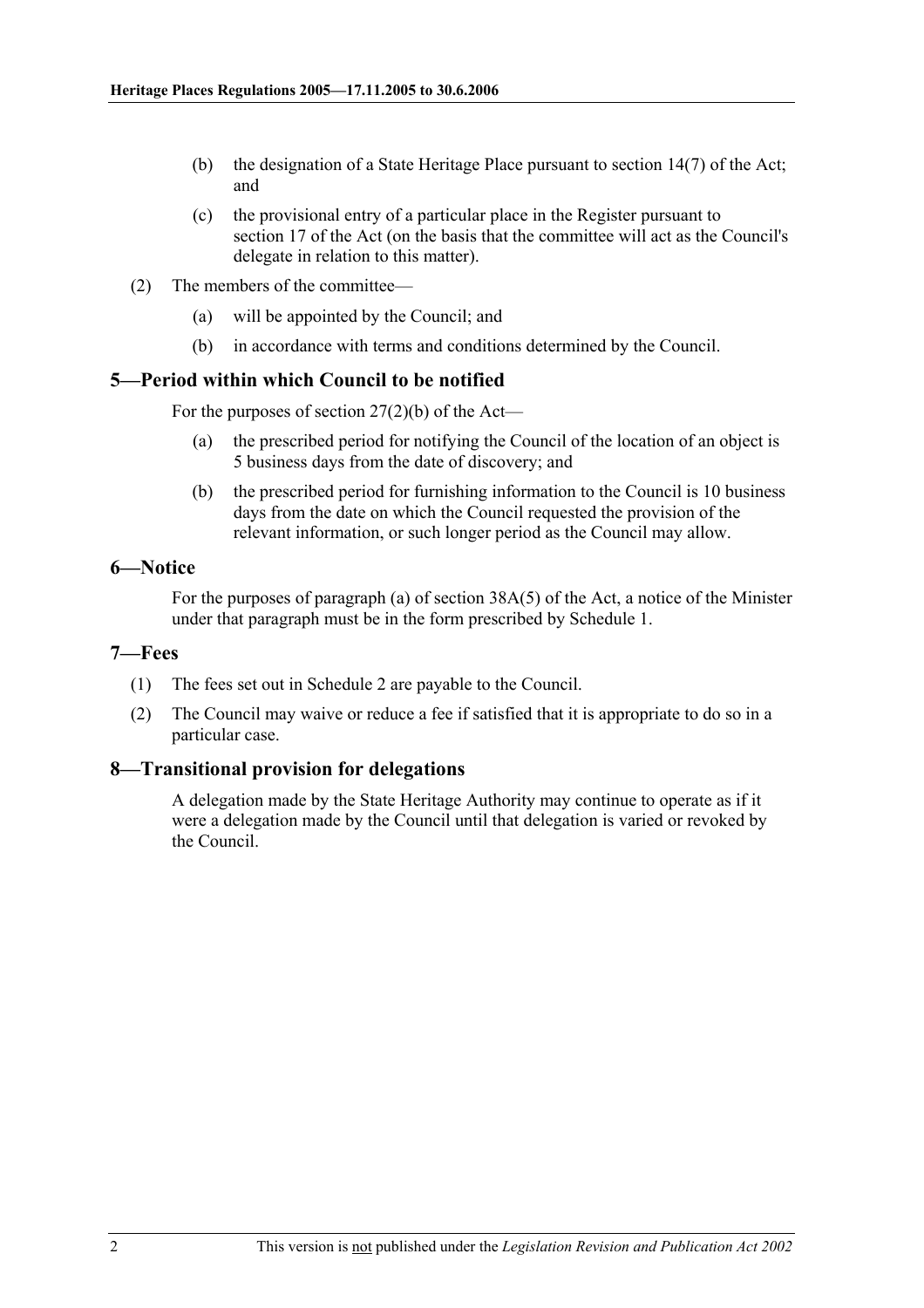(b) the designation of a State Heritage Place pursuant to section 14(7) of the Act; and

(c) the provisional entry of a particular place in the Register pursuant to section 17 of the Act (on the basis that the committee will act as the Council's delegate in relation to this matter).

(2) The members of the committee—

(a) will be appointed by the Council; and

(b) in accordance with terms and conditions determined by the Council.

## 5—Period within which Council to be notified

For the purposes of section 27(2)(b) of the Act—

(a) the prescribed period for notifying the Council of the location of an object is 5 business days from the date of discovery; and

(b) the prescribed period for furnishing information to the Council is 10 business days from the date on which the Council requested the provision of the relevant information, or such longer period as the Council may allow.

## 6—Notice

For the purposes of paragraph (a) of section 38A(5) of the Act, a notice of the Minister under that paragraph must be in the form prescribed by Schedule 1.

## 7—Fees

(1) The fees set out in Schedule 2 are payable to the Council.

(2) The Council may waive or reduce a fee if satisfied that it is appropriate to do so in a particular case.

## 8—Transitional provision for delegations

A delegation made by the State Heritage Authority may continue to operate as if it were a delegation made by the Council until that delegation is varied or revoked by the Council.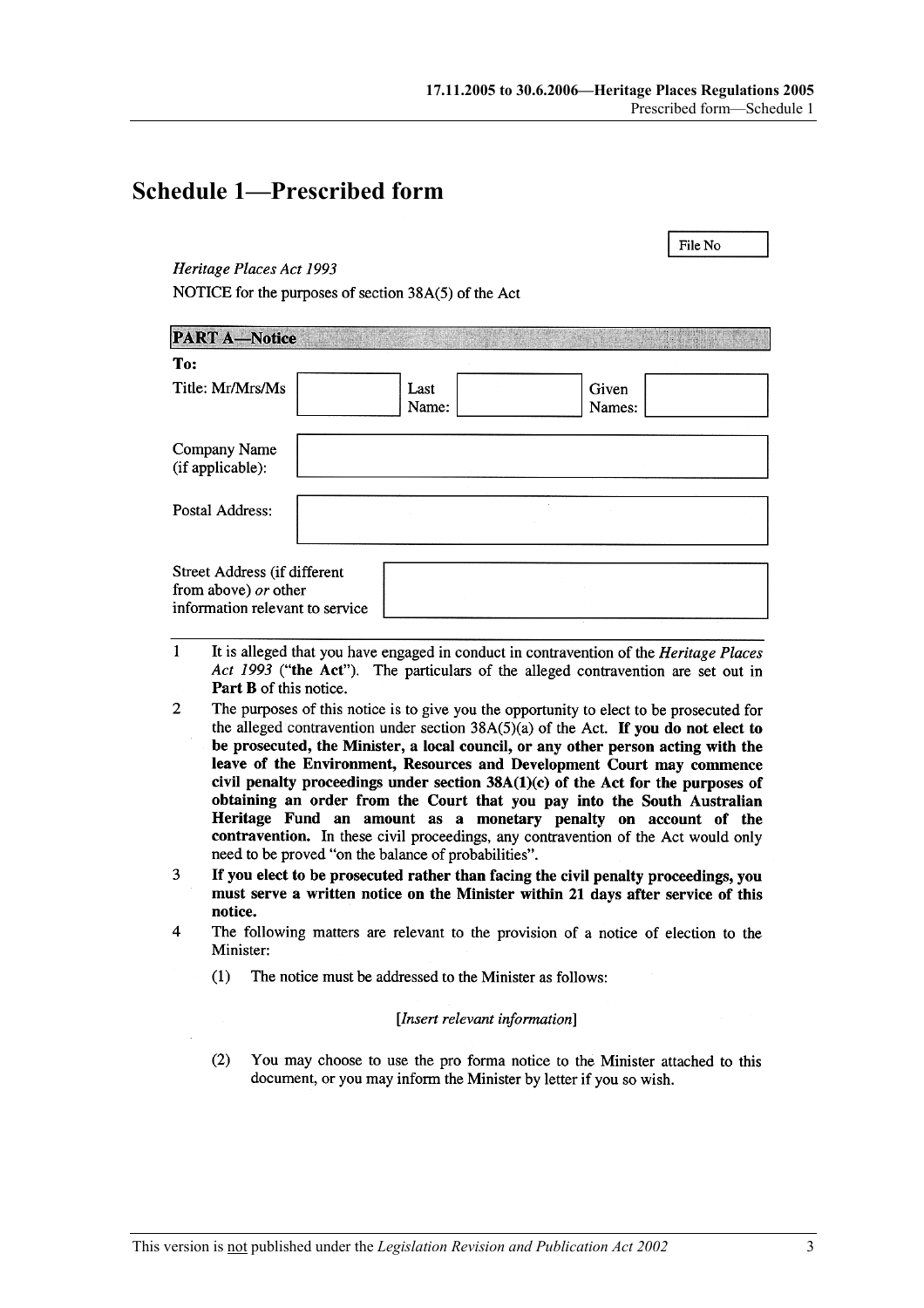# Schedule 1—Prescribed form

File No

*Heritage Places Act 1993*

NOTICE for the purposes of section 38A(5) of the Act

**PART A—Notice**

**To:**

| Title: Mr/Mrs/Ms | | Last Name: | | Given Names: | |
|---|---|---|---|---|---|

| | |
|---|---|
| Company Name (if applicable): | |
| Postal Address: | |
| Street Address (if different from above) *or* other information relevant to service | |

1. It is alleged that you have engaged in conduct in contravention of the *Heritage Places Act 1993* (**"the Act"**). The particulars of the alleged contravention are set out in **Part B** of this notice.

2. The purposes of this notice is to give you the opportunity to elect to be prosecuted for the alleged contravention under section 38A(5)(a) of the Act. **If you do not elect to be prosecuted, the Minister, a local council, or any other person acting with the leave of the Environment, Resources and Development Court may commence civil penalty proceedings under section 38A(1)(c) of the Act for the purposes of obtaining an order from the Court that you pay into the South Australian Heritage Fund an amount as a monetary penalty on account of the contravention.** In these civil proceedings, any contravention of the Act would only need to be proved "on the balance of probabilities".

3. **If you elect to be prosecuted rather than facing the civil penalty proceedings, you must serve a written notice on the Minister within 21 days after service of this notice.**

4. The following matters are relevant to the provision of a notice of election to the Minister:

   (1) The notice must be addressed to the Minister as follows:

   *[Insert relevant information]*

   (2) You may choose to use the pro forma notice to the Minister attached to this document, or you may inform the Minister by letter if you so wish.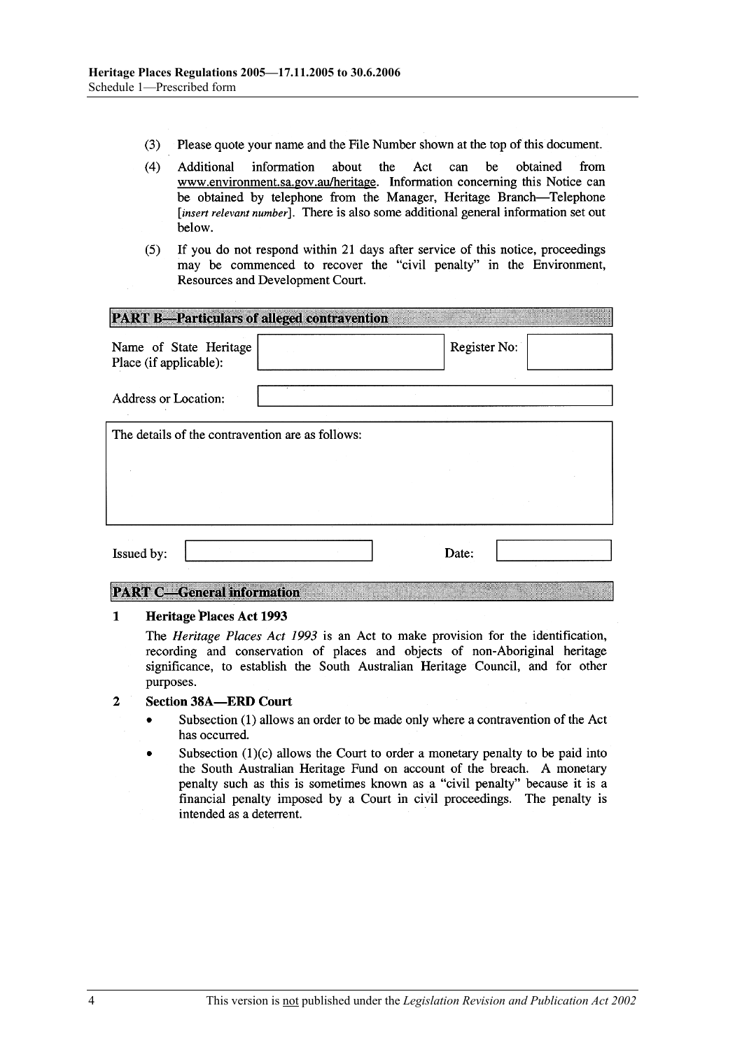(3) Please quote your name and the File Number shown at the top of this document.

(4) Additional information about the Act can be obtained from www.environment.sa.gov.au/heritage. Information concerning this Notice can be obtained by telephone from the Manager, Heritage Branch—Telephone [*insert relevant number*]. There is also some additional general information set out below.

(5) If you do not respond within 21 days after service of this notice, proceedings may be commenced to recover the "civil penalty" in the Environment, Resources and Development Court.

## PART B—Particulars of alleged contravention

| Name of State Heritage Place (if applicable): | | Register No: | |
|---|---|---|---|
| Address or Location: | | | |

| The details of the contravention are as follows: |
|---|
| |

| Issued by: | | Date: | |
|---|---|---|---|

## PART C—General information

**1 Heritage Places Act 1993**

The *Heritage Places Act 1993* is an Act to make provision for the identification, recording and conservation of places and objects of non-Aboriginal heritage significance, to establish the South Australian Heritage Council, and for other purposes.

**2 Section 38A—ERD Court**

- Subsection (1) allows an order to be made only where a contravention of the Act has occurred.
- Subsection (1)(c) allows the Court to order a monetary penalty to be paid into the South Australian Heritage Fund on account of the breach. A monetary penalty such as this is sometimes known as a "civil penalty" because it is a financial penalty imposed by a Court in civil proceedings. The penalty is intended as a deterrent.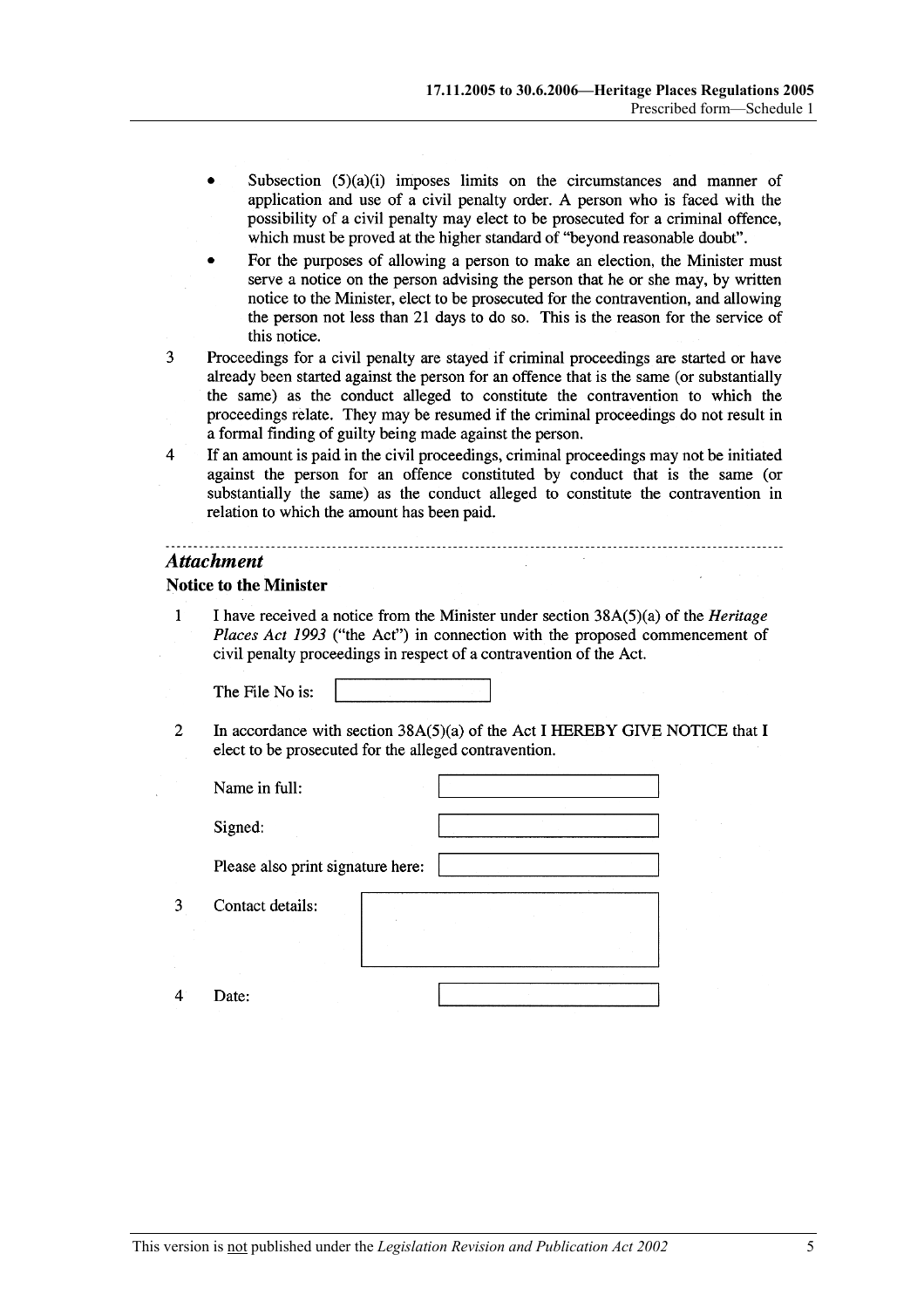- Subsection (5)(a)(i) imposes limits on the circumstances and manner of application and use of a civil penalty order. A person who is faced with the possibility of a civil penalty may elect to be prosecuted for a criminal offence, which must be proved at the higher standard of "beyond reasonable doubt".
- For the purposes of allowing a person to make an election, the Minister must serve a notice on the person advising the person that he or she may, by written notice to the Minister, elect to be prosecuted for the contravention, and allowing the person not less than 21 days to do so. This is the reason for the service of this notice.

3 Proceedings for a civil penalty are stayed if criminal proceedings are started or have already been started against the person for an offence that is the same (or substantially the same) as the conduct alleged to constitute the contravention to which the proceedings relate. They may be resumed if the criminal proceedings do not result in a formal finding of guilty being made against the person.

4 If an amount is paid in the civil proceedings, criminal proceedings may not be initiated against the person for an offence constituted by conduct that is the same (or substantially the same) as the conduct alleged to constitute the contravention in relation to which the amount has been paid.

---

## *Attachment*

### Notice to the Minister

1 I have received a notice from the Minister under section 38A(5)(a) of the *Heritage Places Act 1993* ("the Act") in connection with the proposed commencement of civil penalty proceedings in respect of a contravention of the Act.

The File No is: ____________________

2 In accordance with section 38A(5)(a) of the Act I HEREBY GIVE NOTICE that I elect to be prosecuted for the alleged contravention.

Name in full: ____________________

Signed: ____________________

Please also print signature here: ____________________

3 Contact details: ____________________

4 Date: ____________________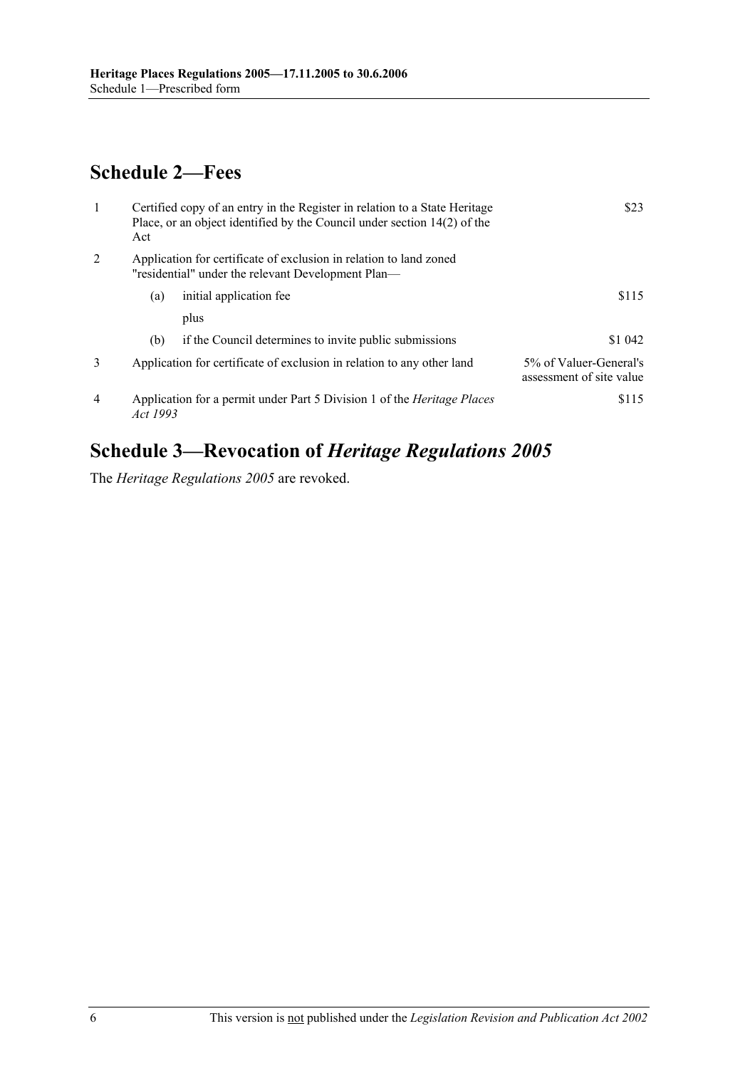## Schedule 2—Fees

| | | |
|---|---|---|
| 1 | Certified copy of an entry in the Register in relation to a State Heritage Place, or an object identified by the Council under section 14(2) of the Act | $23 |
| 2 | Application for certificate of exclusion in relation to land zoned "residential" under the relevant Development Plan— | |
| | (a) initial application fee | $115 |
| | plus | |
| | (b) if the Council determines to invite public submissions | $1 042 |
| 3 | Application for certificate of exclusion in relation to any other land | 5% of Valuer-General's assessment of site value |
| 4 | Application for a permit under Part 5 Division 1 of the *Heritage Places Act 1993* | $115 |

## Schedule 3—Revocation of *Heritage Regulations 2005*

The *Heritage Regulations 2005* are revoked.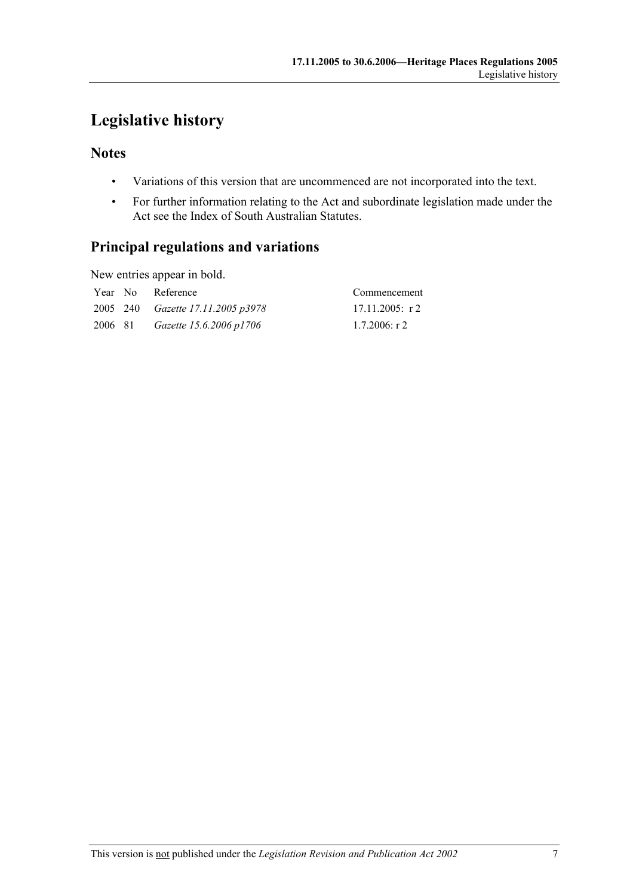# Legislative history

## Notes

- Variations of this version that are uncommenced are not incorporated into the text.
- For further information relating to the Act and subordinate legislation made under the Act see the Index of South Australian Statutes.

## Principal regulations and variations

New entries appear in bold.

| Year | No | Reference | Commencement |
|---|---|---|---|
| 2005 | 240 | *Gazette 17.11.2005 p3978* | 17.11.2005: r 2 |
| 2006 | 81 | *Gazette 15.6.2006 p1706* | 1.7.2006: r 2 |